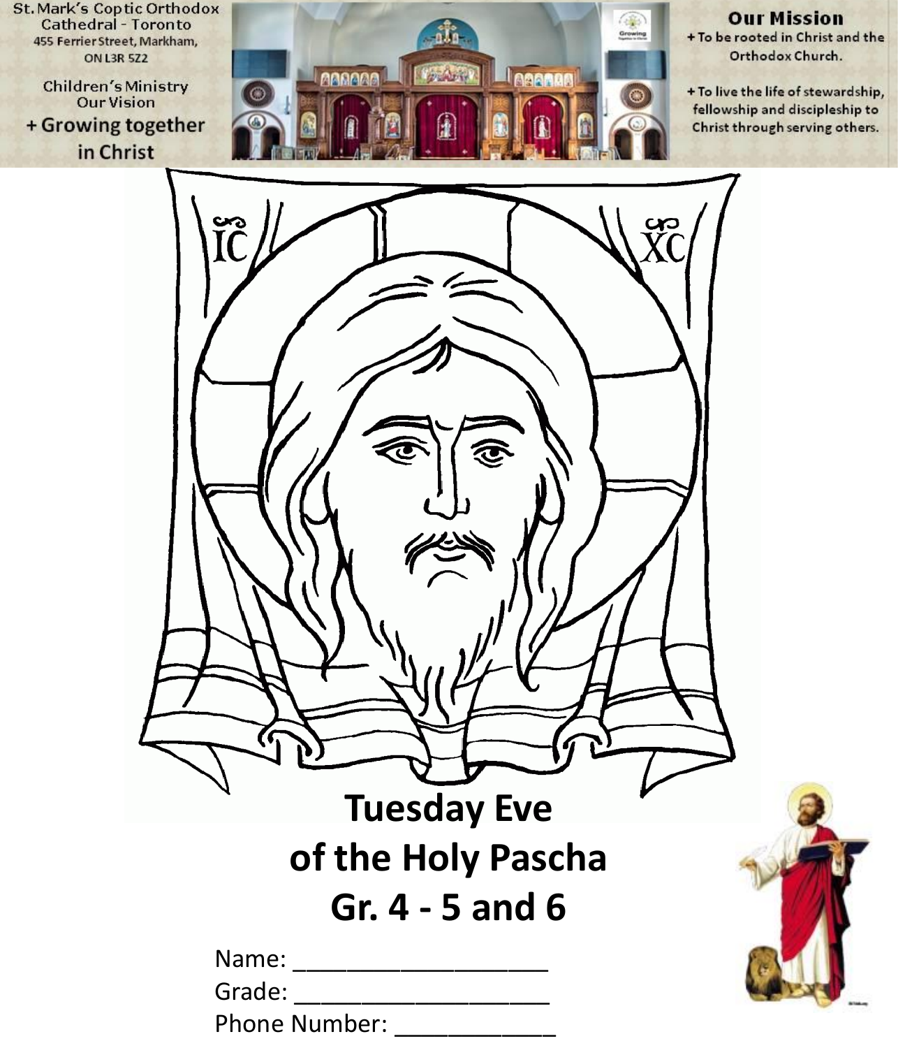St. Mark's Coptic Orthodox Cathedral - Toronto
455 Ferrier Street, Markham, ON L3R 5Z2

Children's Ministry
Our Vision
+ Growing together in Christ

**Our Mission**
+ To be rooted in Christ and the Orthodox Church.

+ To live the life of stewardship, fellowship and discipleship to Christ through serving others.

IC XC

# Tuesday Eve of the Holy Pascha
# Gr. 4 - 5 and 6

Name: ____________________
Grade: ____________________
Phone Number: _____________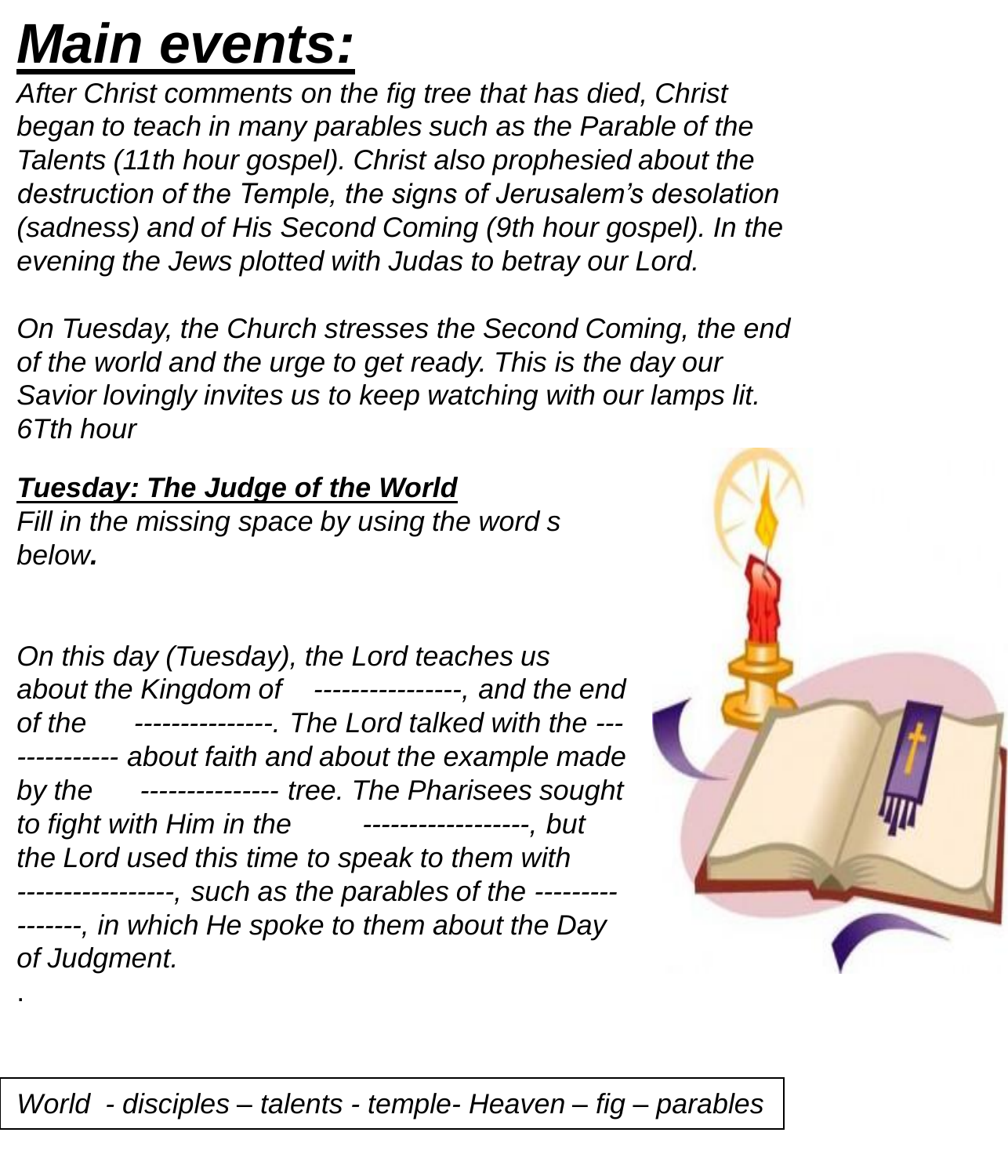# Main events:

*After Christ comments on the fig tree that has died, Christ began to teach in many parables such as the Parable of the Talents (11th hour gospel). Christ also prophesied about the destruction of the Temple, the signs of Jerusalem's desolation (sadness) and of His Second Coming (9th hour gospel). In the evening the Jews plotted with Judas to betray our Lord.*

*On Tuesday, the Church stresses the Second Coming, the end of the world and the urge to get ready. This is the day our Savior lovingly invites us to keep watching with our lamps lit. 6Tth hour*

***Tuesday: The Judge of the World***

*Fill in the missing space by using the word s below.*

*On this day (Tuesday), the Lord teaches us about the Kingdom of ----------------, and the end of the ---------------. The Lord talked with the -------------- about faith and about the example made by the --------------- tree. The Pharisees sought to fight with Him in the ------------------, but the Lord used this time to speak to them with -----------------, such as the parables of the ----------------, in which He spoke to them about the Day of Judgment.*

.

| *World - disciples – talents - temple- Heaven – fig – parables* |
|---|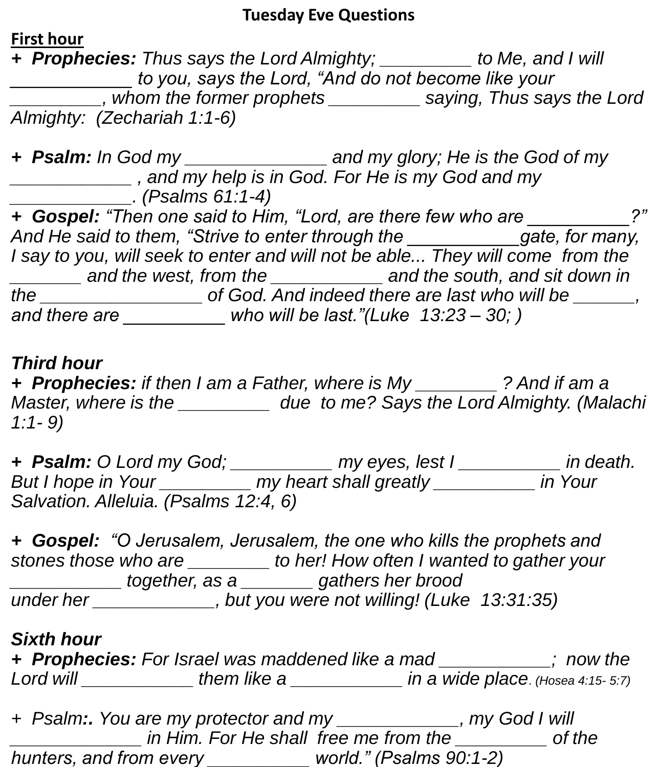# Tuesday Eve Questions

## First hour

**+ *Prophecies:*** *Thus says the Lord Almighty; _________ to Me, and I will ____________ to you, says the Lord, "And do not become like your _________, whom the former prophets _________ saying, Thus says the Lord Almighty: (Zechariah 1:1-6)*

**+ *Psalm:*** *In God my ______________ and my glory; He is the God of my ____________ , and my help is in God. For He is my God and my ____________. (Psalms 61:1-4)*

**+ *Gospel:*** *"Then one said to Him, "Lord, are there few who are __________?" And He said to them, "Strive to enter through the ___________gate, for many, I say to you, will seek to enter and will not be able... They will come from the _______ and the west, from the ___________ and the south, and sit down in the ________________ of God. And indeed there are last who will be ______, and there are __________ who will be last."(Luke 13:23 – 30; )*

## *Third hour*

**+ *Prophecies:*** *if then I am a Father, where is My ________ ? And if am a Master, where is the _________ due to me? Says the Lord Almighty. (Malachi 1:1- 9)*

**+ *Psalm:*** *O Lord my God; __________ my eyes, lest I __________ in death. But I hope in Your _________ my heart shall greatly __________ in Your Salvation. Alleluia. (Psalms 12:4, 6)*

**+ *Gospel:*** *"O Jerusalem, Jerusalem, the one who kills the prophets and stones those who are ________ to her! How often I wanted to gather your ___________ together, as a _______ gathers her brood under her ____________, but you were not willing! (Luke 13:31:35)*

## *Sixth hour*

**+ *Prophecies:*** *For Israel was maddened like a mad ___________; now the Lord will ___________ them like a ___________ in a wide place. (Hosea 4:15- 5:7)*

*+ Psalm:. You are my protector and my ____________, my God I will _____________ in Him. For He shall free me from the _________ of the hunters, and from every __________ world." (Psalms 90:1-2)*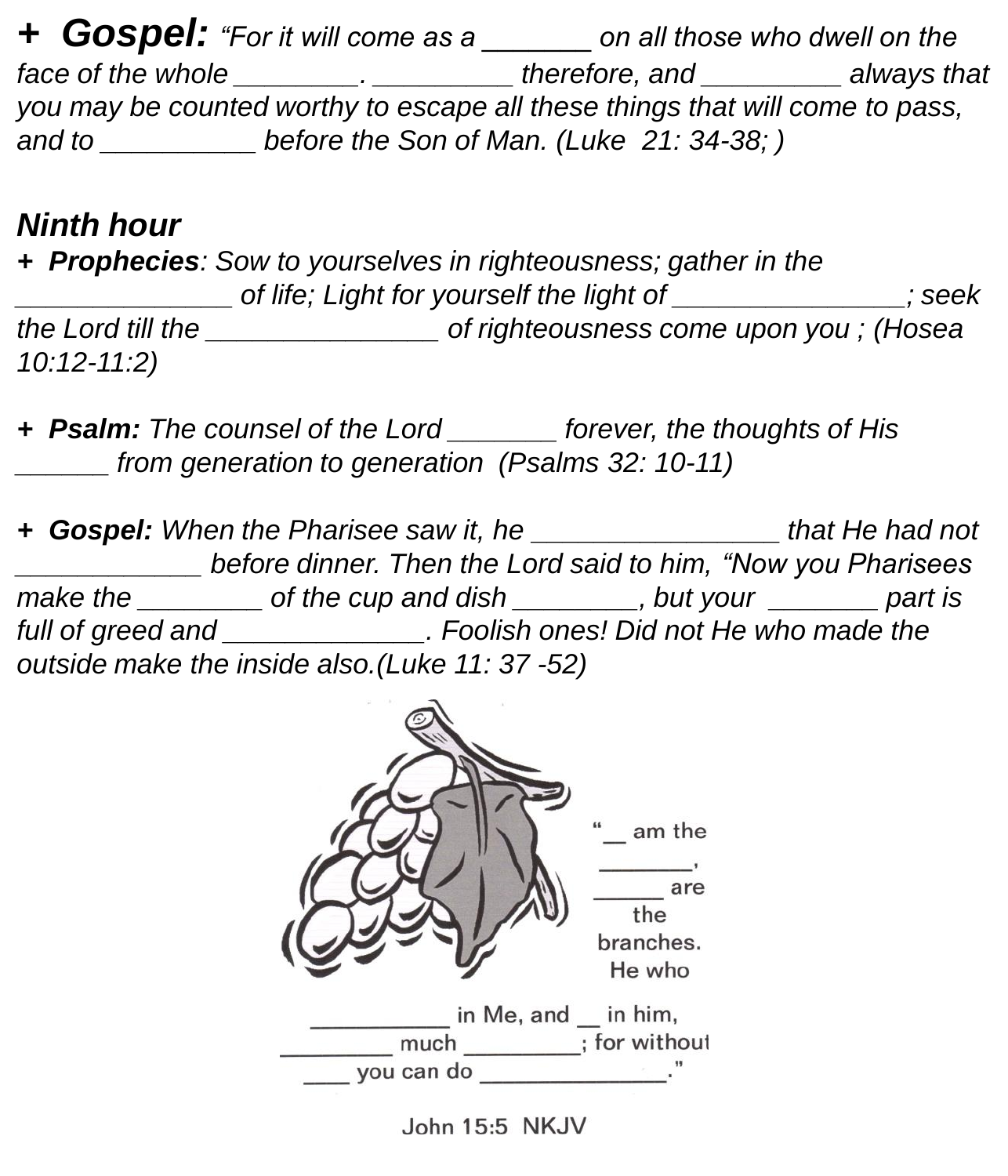**+ Gospel:** *"For it will come as a _______ on all those who dwell on the face of the whole ________. _________ therefore, and _________ always that you may be counted worthy to escape all these things that will come to pass, and to __________ before the Son of Man. (Luke 21: 34-38; )*

## *Ninth hour*

**+ *Prophecies***: *Sow to yourselves in righteousness; gather in the ______________ of life; Light for yourself the light of _______________; seek the Lord till the _______________ of righteousness come upon you ; (Hosea 10:12-11:2)*

**+ *Psalm:*** *The counsel of the Lord _______ forever, the thoughts of His ______ from generation to generation (Psalms 32: 10-11)*

**+ *Gospel:*** *When the Pharisee saw it, he ________________ that He had not ____________ before dinner. Then the Lord said to him, "Now you Pharisees make the ________ of the cup and dish ________, but your _______ part is full of greed and _____________. Foolish ones! Did not He who made the outside make the inside also.(Luke 11: 37 -52)*

"__ am the _______, ______ are the branches. He who __________ in Me, and __ in him, _________ much _________; for without ___ you can do ______________."

John 15:5 NKJV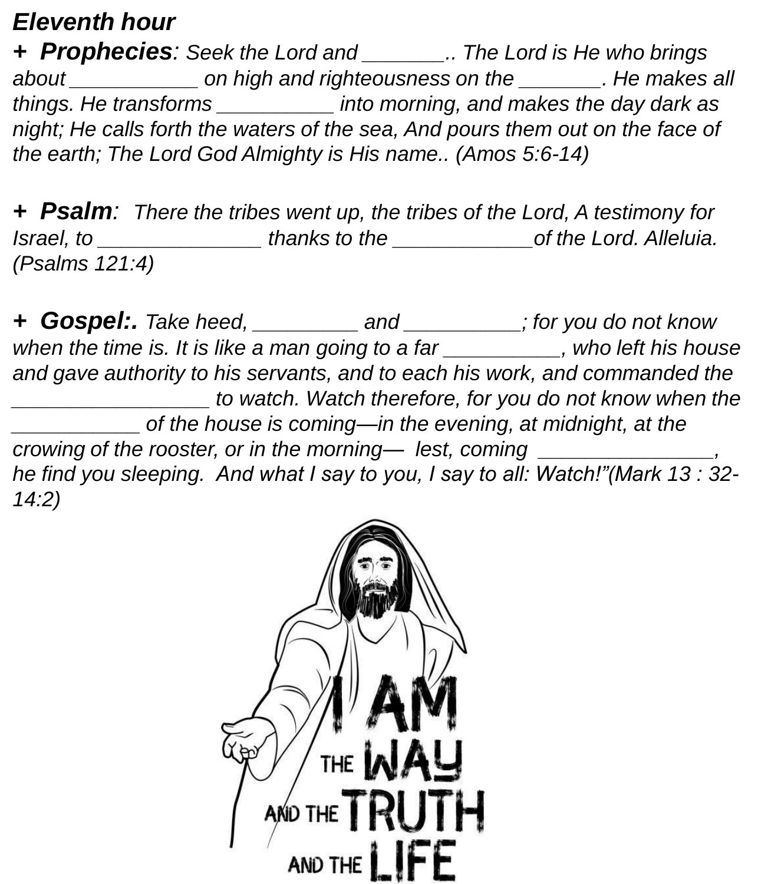***Eleventh hour***

**+ *Prophecies***: *Seek the Lord and _______.. The Lord is He who brings about ___________ on high and righteousness on the _______. He makes all things. He transforms __________ into morning, and makes the day dark as night; He calls forth the waters of the sea, And pours them out on the face of the earth; The Lord God Almighty is His name.. (Amos 5:6-14)*

**+ *Psalm***: *There the tribes went up, the tribes of the Lord, A testimony for Israel, to ______________ thanks to the ____________of the Lord. Alleluia. (Psalms 121:4)*

**+ *Gospel*:.** *Take heed, _________ and __________; for you do not know when the time is. It is like a man going to a far __________, who left his house and gave authority to his servants, and to each his work, and commanded the _________________ to watch. Watch therefore, for you do not know when the ___________ of the house is coming—in the evening, at midnight, at the crowing of the rooster, or in the morning— lest, coming _______________, he find you sleeping. And what I say to you, I say to all: Watch!"(Mark 13 : 32-14:2)*

I AM THE WAY AND THE TRUTH AND THE LIFE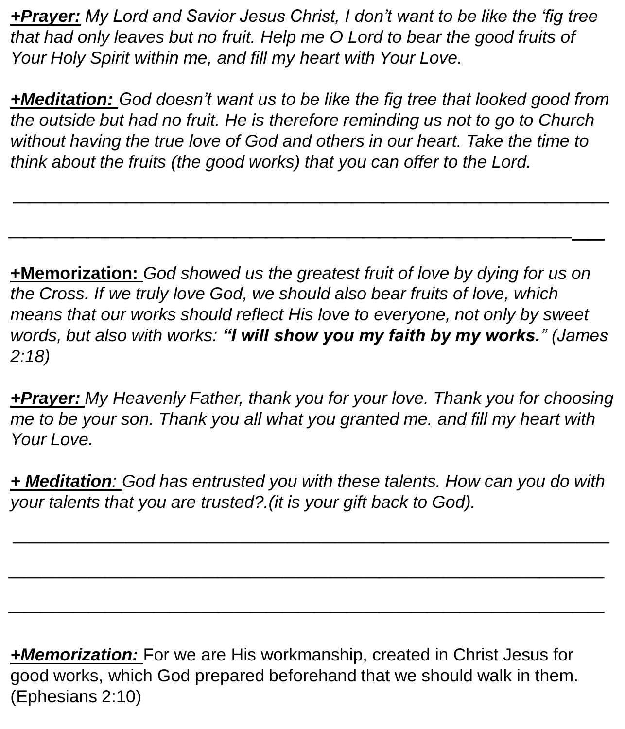***+Prayer:*** *My Lord and Savior Jesus Christ, I don't want to be like the 'fig tree that had only leaves but no fruit. Help me O Lord to bear the good fruits of Your Holy Spirit within me, and fill my heart with Your Love.*

***+Meditation:*** *God doesn't want us to be like the fig tree that looked good from the outside but had no fruit. He is therefore reminding us not to go to Church without having the true love of God and others in our heart. Take the time to think about the fruits (the good works) that you can offer to the Lord.*

___________________________________________________________________

___________________________________________________________________

**+Memorization:** *God showed us the greatest fruit of love by dying for us on the Cross. If we truly love God, we should also bear fruits of love, which means that our works should reflect His love to everyone, not only by sweet words, but also with works:* ***"I will show you my faith by my works."*** *(James 2:18)*

***+Prayer:*** *My Heavenly Father, thank you for your love. Thank you for choosing me to be your son. Thank you all what you granted me. and fill my heart with Your Love.*

***+ Meditation****: God has entrusted you with these talents. How can you do with your talents that you are trusted?.(it is your gift back to God).*

___________________________________________________________________

___________________________________________________________________

___________________________________________________________________

***+Memorization:*** For we are His workmanship, created in Christ Jesus for good works, which God prepared beforehand that we should walk in them. (Ephesians 2:10)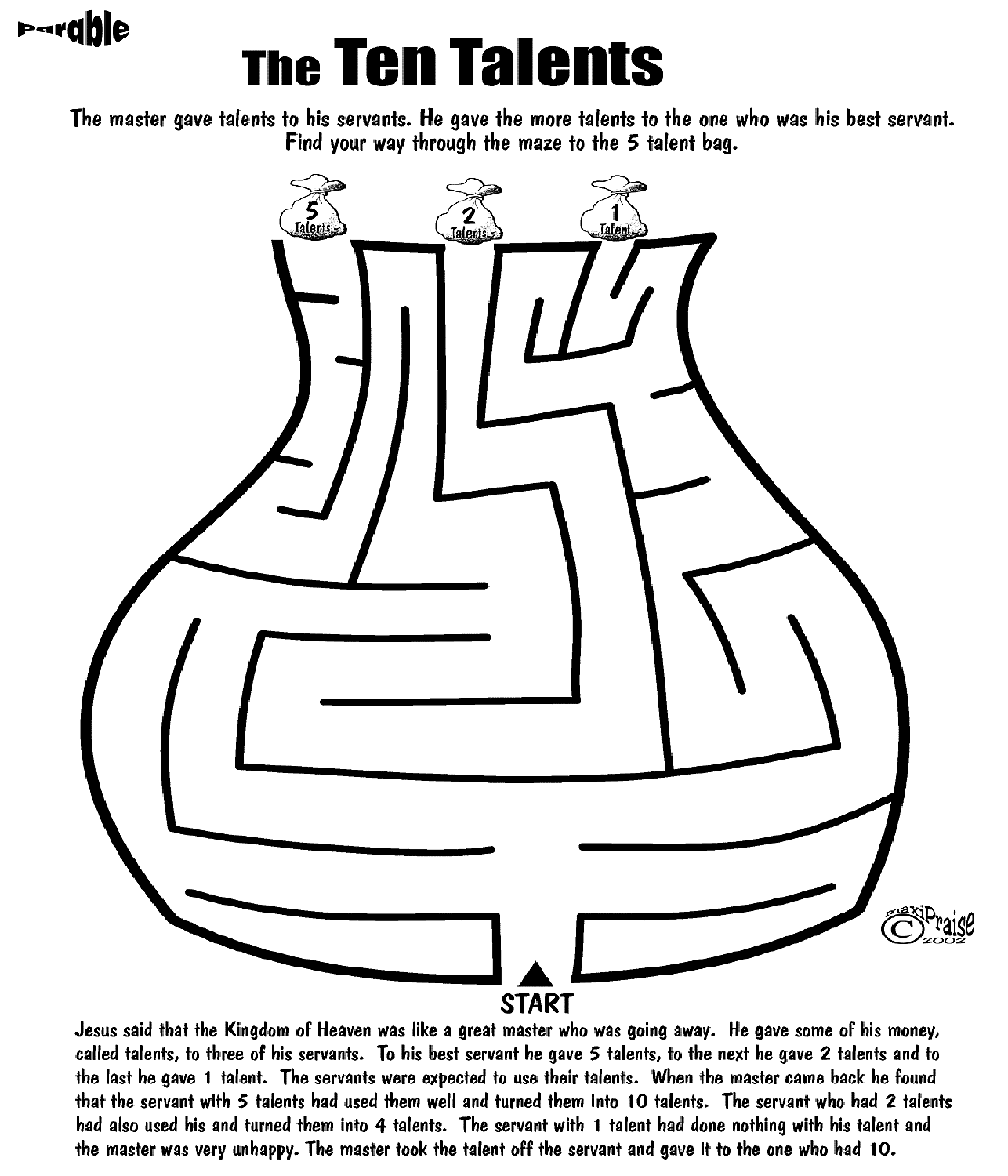Parable

# The Ten Talents

**The master gave talents to his servants. He gave the more talents to the one who was his best servant. Find your way through the maze to the 5 talent bag.**

5 Talents

2 Talents

1 Talent

START

maxiPraise © 2002

Jesus said that the Kingdom of Heaven was like a great master who was going away. He gave some of his money, called talents, to three of his servants. To his best servant he gave 5 talents, to the next he gave 2 talents and to the last he gave 1 talent. The servants were expected to use their talents. When the master came back he found that the servant with 5 talents had used them well and turned them into 10 talents. The servant who had 2 talents had also used his and turned them into 4 talents. The servant with 1 talent had done nothing with his talent and the master was very unhappy. The master took the talent off the servant and gave it to the one who had 10.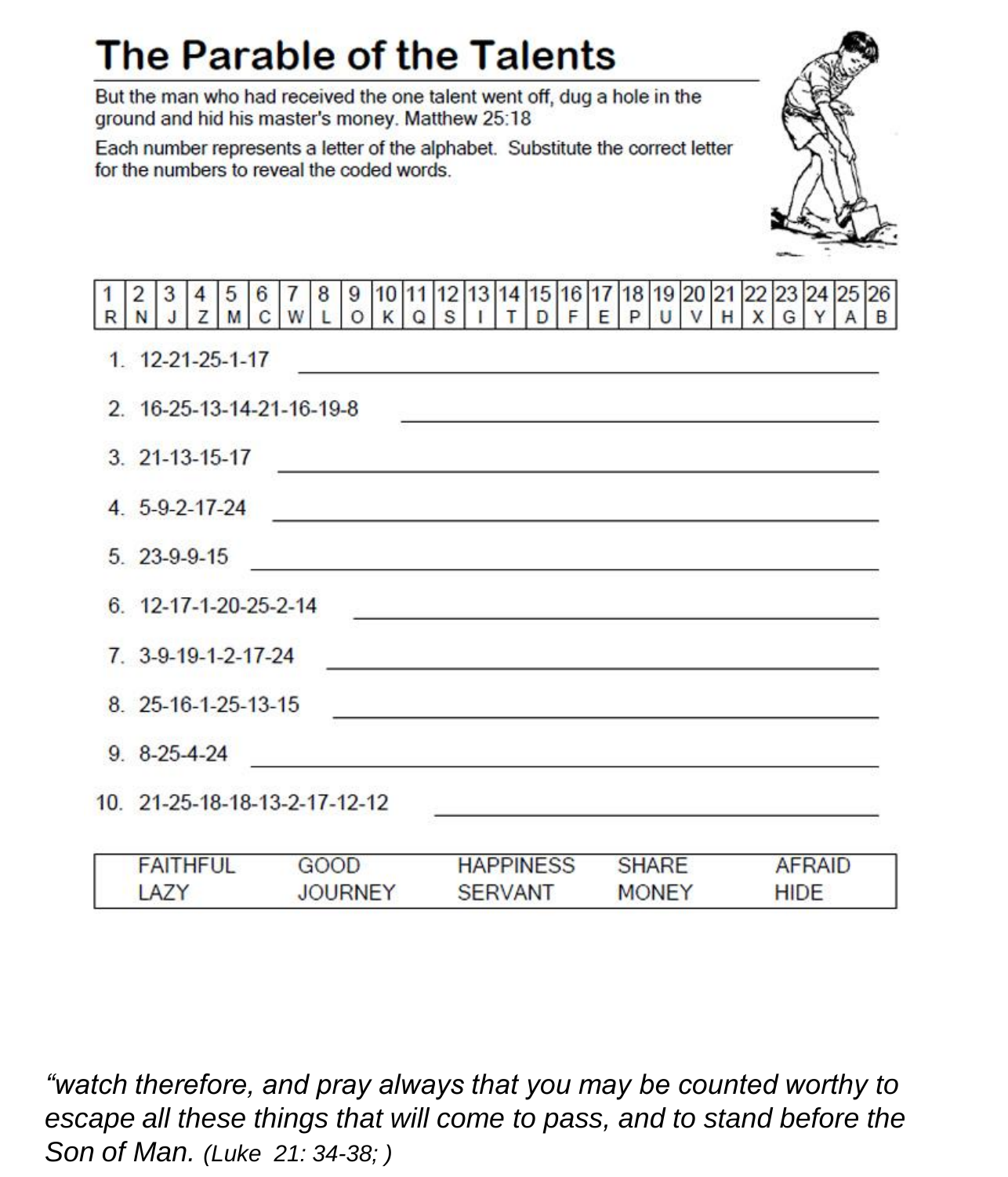# The Parable of the Talents

But the man who had received the one talent went off, dug a hole in the ground and hid his master's money. Matthew 25:18

Each number represents a letter of the alphabet. Substitute the correct letter for the numbers to reveal the coded words.

| 1 | 2 | 3 | 4 | 5 | 6 | 7 | 8 | 9 | 10 | 11 | 12 | 13 | 14 | 15 | 16 | 17 | 18 | 19 | 20 | 21 | 22 | 23 | 24 | 25 | 26 |
|---|---|---|---|---|---|---|---|---|---|---|---|---|---|---|---|---|---|---|---|---|---|---|---|---|---|
| R | N | J | Z | M | C | W | L | O | K | Q | S | I | T | D | F | E | P | U | V | H | X | G | Y | A | B |

1. 12-21-25-1-17 ______________________
2. 16-25-13-14-21-16-19-8 ______________________
3. 21-13-15-17 ______________________
4. 5-9-2-17-24 ______________________
5. 23-9-9-15 ______________________
6. 12-17-1-20-25-2-14 ______________________
7. 3-9-19-1-2-17-24 ______________________
8. 25-16-1-25-13-15 ______________________
9. 8-25-4-24 ______________________
10. 21-25-18-18-13-2-17-12-12 ______________________

| | | | | |
|---|---|---|---|---|
| FAITHFUL | GOOD | HAPPINESS | SHARE | AFRAID |
| LAZY | JOURNEY | SERVANT | MONEY | HIDE |

*"watch therefore, and pray always that you may be counted worthy to escape all these things that will come to pass, and to stand before the Son of Man. (Luke 21: 34-38; )*